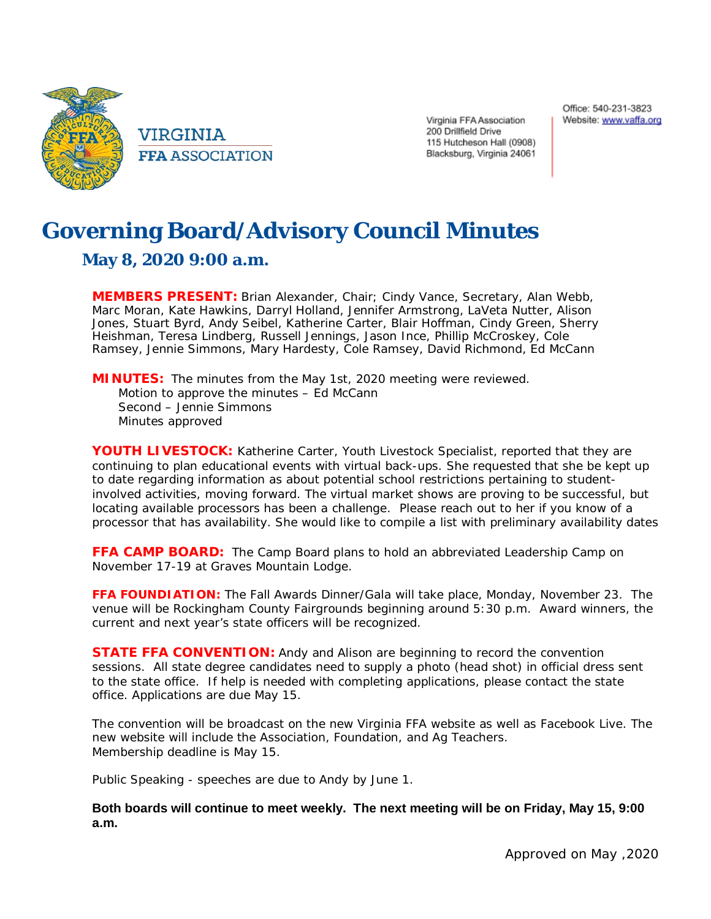VIRGINIA
FFA ASSOCIATION

Virginia FFA Association
200 Drillfield Drive
115 Hutcheson Hall (0908)
Blacksburg, Virginia 24061

Office: 540-231-3823
Website: www.vaffa.org

# Governing Board/Advisory Council Minutes

## May 8, 2020 9:00 a.m.

**MEMBERS PRESENT:** Brian Alexander, Chair; Cindy Vance, Secretary, Alan Webb, Marc Moran, Kate Hawkins, Darryl Holland, Jennifer Armstrong, LaVeta Nutter, Alison Jones, Stuart Byrd, Andy Seibel, Katherine Carter, Blair Hoffman, Cindy Green, Sherry Heishman, Teresa Lindberg, Russell Jennings, Jason Ince, Phillip McCroskey, Cole Ramsey, Jennie Simmons, Mary Hardesty, Cole Ramsey, David Richmond, Ed McCann

**MINUTES:** The minutes from the May 1st, 2020 meeting were reviewed.
Motion to approve the minutes – Ed McCann
Second – Jennie Simmons
Minutes approved

**YOUTH LIVESTOCK:** Katherine Carter, Youth Livestock Specialist, reported that they are continuing to plan educational events with virtual back-ups. She requested that she be kept up to date regarding information as about potential school restrictions pertaining to student-involved activities, moving forward. The virtual market shows are proving to be successful, but locating available processors has been a challenge. Please reach out to her if you know of a processor that has availability. She would like to compile a list with preliminary availability dates

**FFA CAMP BOARD:** The Camp Board plans to hold an abbreviated Leadership Camp on November 17-19 at Graves Mountain Lodge.

**FFA FOUNDIATION:** The Fall Awards Dinner/Gala will take place, Monday, November 23. The venue will be Rockingham County Fairgrounds beginning around 5:30 p.m. Award winners, the current and next year's state officers will be recognized.

**STATE FFA CONVENTION:** Andy and Alison are beginning to record the convention sessions. All state degree candidates need to supply a photo (head shot) in official dress sent to the state office. If help is needed with completing applications, please contact the state office. Applications are due May 15.

The convention will be broadcast on the new Virginia FFA website as well as Facebook Live. The new website will include the Association, Foundation, and Ag Teachers.
Membership deadline is May 15.

Public Speaking - speeches are due to Andy by June 1.

**Both boards will continue to meet weekly. The next meeting will be on Friday, May 15, 9:00 a.m.**

Approved on May ,2020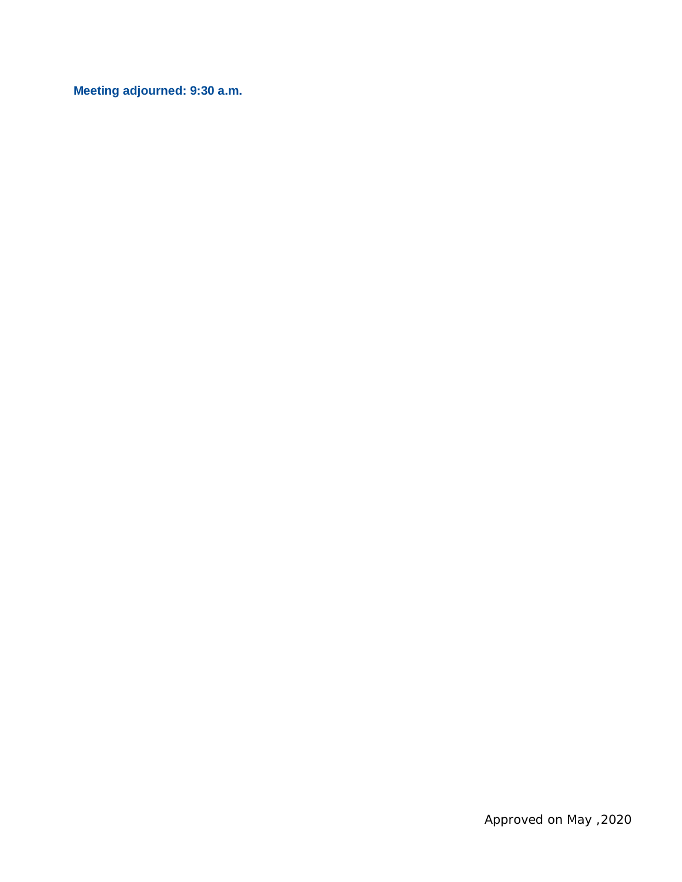**Meeting adjourned: 9:30 a.m.**

Approved on May ,2020